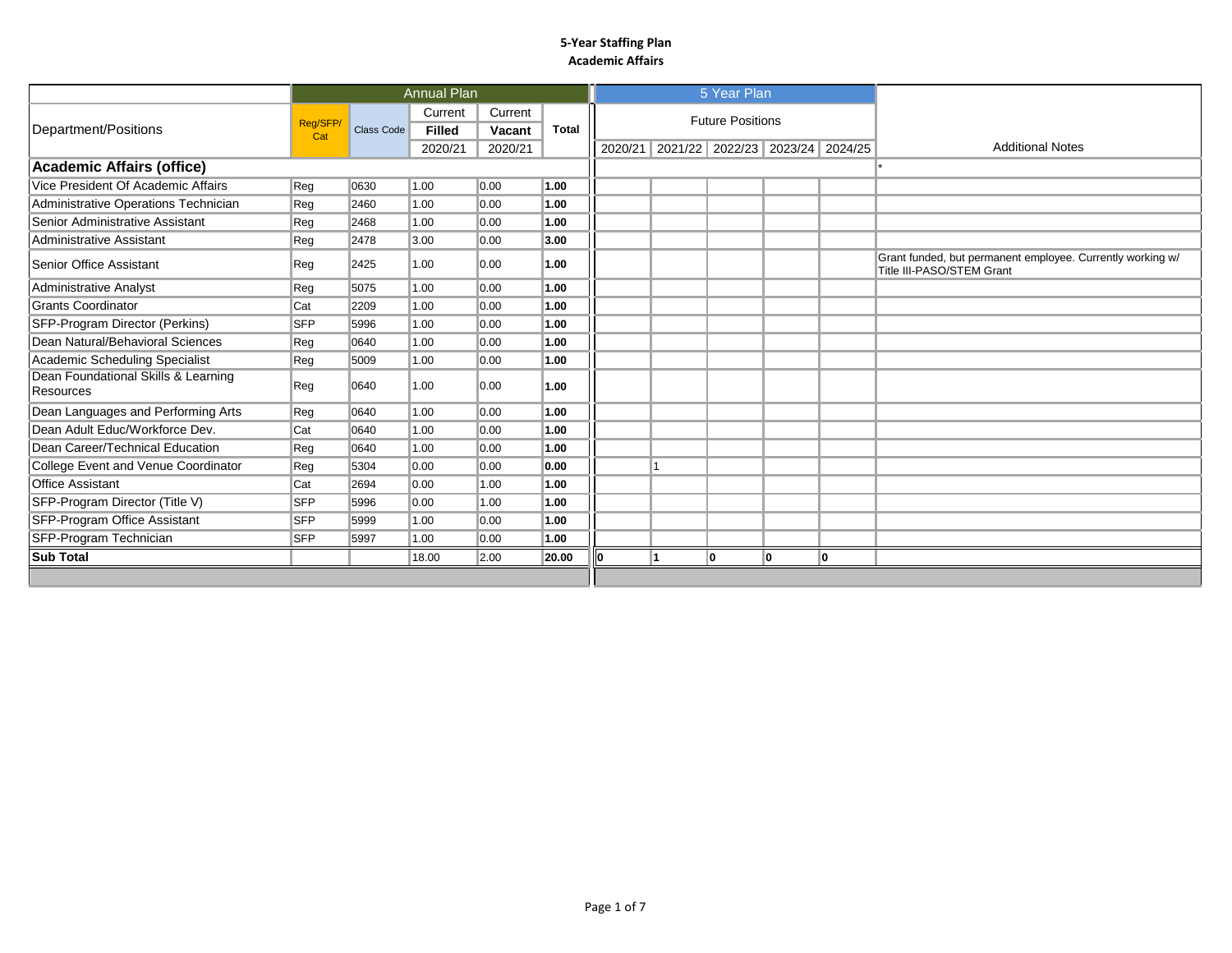# 5-Year Staffing Plan
## Academic Affairs

| Department/Positions | Annual Plan | | | | | 5 Year Plan | | | | | Additional Notes |
|---|---|---|---|---|---|---|---|---|---|---|---|
| | Reg/SFP/ Cat | Class Code | Current **Filled** 2020/21 | Current **Vacant** 2020/21 | **Total** | Future Positions 2020/21 | 2021/22 | 2022/23 | 2023/24 | 2024/25 | |
| **Academic Affairs (office)** | | | | | | | | | | | * |
| Vice President Of Academic Affairs | Reg | 0630 | 1.00 | 0.00 | **1.00** | | | | | | |
| Administrative Operations Technician | Reg | 2460 | 1.00 | 0.00 | **1.00** | | | | | | |
| Senior Administrative Assistant | Reg | 2468 | 1.00 | 0.00 | **1.00** | | | | | | |
| Administrative Assistant | Reg | 2478 | 3.00 | 0.00 | **3.00** | | | | | | |
| Senior Office Assistant | Reg | 2425 | 1.00 | 0.00 | **1.00** | | | | | | Grant funded, but permanent employee. Currently working w/ Title III-PASO/STEM Grant |
| Administrative Analyst | Reg | 5075 | 1.00 | 0.00 | **1.00** | | | | | | |
| Grants Coordinator | Cat | 2209 | 1.00 | 0.00 | **1.00** | | | | | | |
| SFP-Program Director (Perkins) | SFP | 5996 | 1.00 | 0.00 | **1.00** | | | | | | |
| Dean Natural/Behavioral Sciences | Reg | 0640 | 1.00 | 0.00 | **1.00** | | | | | | |
| Academic Scheduling Specialist | Reg | 5009 | 1.00 | 0.00 | **1.00** | | | | | | |
| Dean Foundational Skills & Learning Resources | Reg | 0640 | 1.00 | 0.00 | **1.00** | | | | | | |
| Dean Languages and Performing Arts | Reg | 0640 | 1.00 | 0.00 | **1.00** | | | | | | |
| Dean Adult Educ/Workforce Dev. | Cat | 0640 | 1.00 | 0.00 | **1.00** | | | | | | |
| Dean Career/Technical Education | Reg | 0640 | 1.00 | 0.00 | **1.00** | | | | | | |
| College Event and Venue Coordinator | Reg | 5304 | 0.00 | 0.00 | **0.00** | | 1 | | | | |
| Office Assistant | Cat | 2694 | 0.00 | 1.00 | **1.00** | | | | | | |
| SFP-Program Director (Title V) | SFP | 5996 | 0.00 | 1.00 | **1.00** | | | | | | |
| SFP-Program Office Assistant | SFP | 5999 | 1.00 | 0.00 | **1.00** | | | | | | |
| SFP-Program Technician | SFP | 5997 | 1.00 | 0.00 | **1.00** | | | | | | |
| **Sub Total** | | | 18.00 | 2.00 | **20.00** | **0** | **1** | **0** | **0** | **0** | |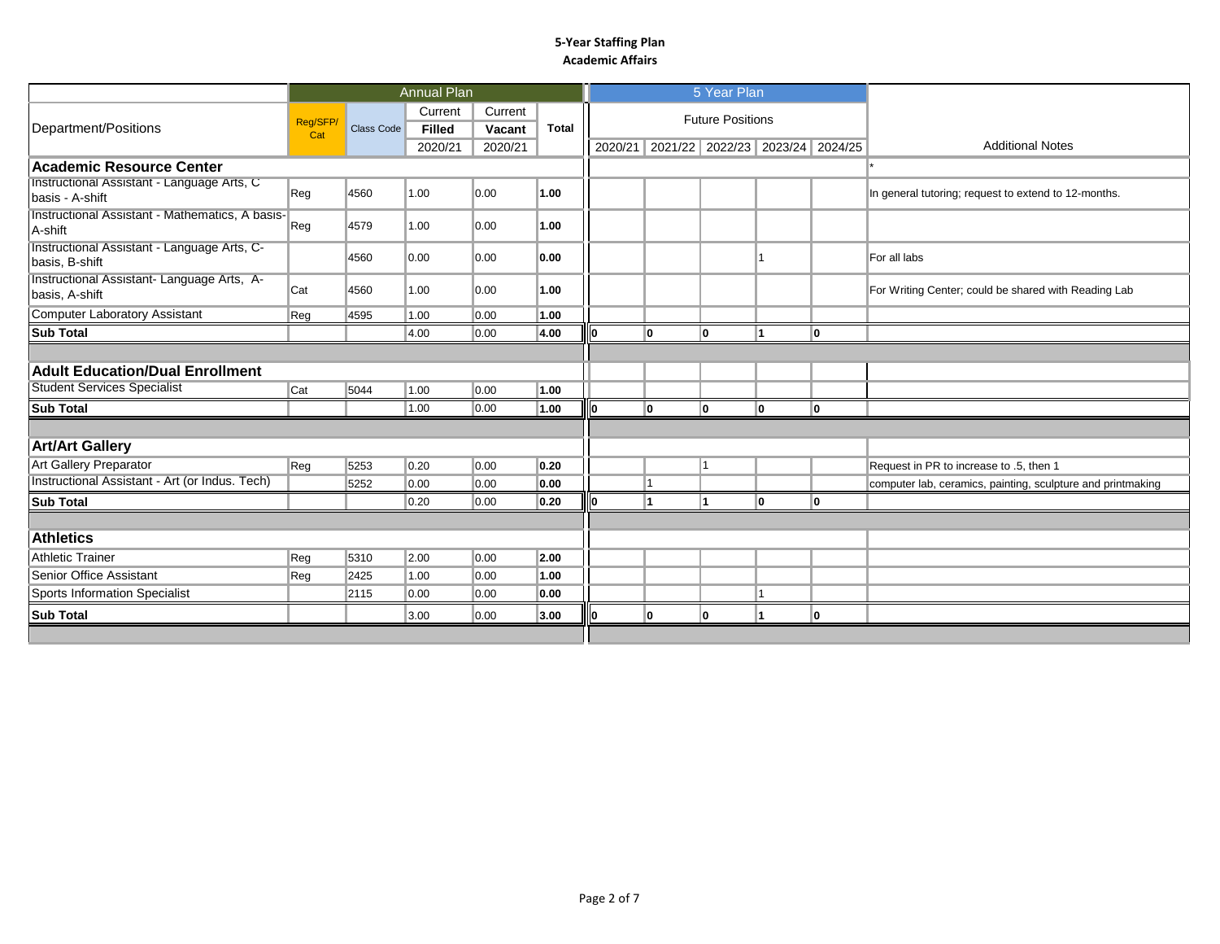**5-Year Staffing Plan**
**Academic Affairs**

| Department/Positions | Annual Plan | | | | | 5 Year Plan | | | | | Additional Notes |
|---|---|---|---|---|---|---|---|---|---|---|---|
| | Reg/SFP/ Cat | Class Code | Current **Filled** 2020/21 | Current **Vacant** 2020/21 | **Total** | Future Positions 2020/21 | 2021/22 | 2022/23 | 2023/24 | 2024/25 | |
| **Academic Resource Center** | | | | | | | | | | | * |
| Instructional Assistant - Language Arts, C basis - A-shift | Reg | 4560 | 1.00 | 0.00 | **1.00** | | | | | | In general tutoring; request to extend to 12-months. |
| Instructional Assistant - Mathematics, A basis- A-shift | Reg | 4579 | 1.00 | 0.00 | **1.00** | | | | | | |
| Instructional Assistant - Language Arts, C-basis, B-shift | | 4560 | 0.00 | 0.00 | **0.00** | | | | 1 | | For all labs |
| Instructional Assistant- Language Arts, A-basis, A-shift | Cat | 4560 | 1.00 | 0.00 | **1.00** | | | | | | For Writing Center; could be shared with Reading Lab |
| Computer Laboratory Assistant | Reg | 4595 | 1.00 | 0.00 | **1.00** | | | | | | |
| **Sub Total** | | | 4.00 | 0.00 | **4.00** | **0** | **0** | **0** | **1** | **0** | |
| **Adult Education/Dual Enrollment** | | | | | | | | | | | |
| Student Services Specialist | Cat | 5044 | 1.00 | 0.00 | **1.00** | | | | | | |
| **Sub Total** | | | 1.00 | 0.00 | **1.00** | **0** | **0** | **0** | **0** | **0** | |
| **Art/Art Gallery** | | | | | | | | | | | |
| Art Gallery Preparator | Reg | 5253 | 0.20 | 0.00 | **0.20** | | | 1 | | | Request in PR to increase to .5, then 1 |
| Instructional Assistant - Art (or Indus. Tech) | | 5252 | 0.00 | 0.00 | **0.00** | | 1 | | | | computer lab, ceramics, painting, sculpture and printmaking |
| **Sub Total** | | | 0.20 | 0.00 | **0.20** | **0** | **1** | **1** | **0** | **0** | |
| **Athletics** | | | | | | | | | | | |
| Athletic Trainer | Reg | 5310 | 2.00 | 0.00 | **2.00** | | | | | | |
| Senior Office Assistant | Reg | 2425 | 1.00 | 0.00 | **1.00** | | | | | | |
| Sports Information Specialist | | 2115 | 0.00 | 0.00 | **0.00** | | | | 1 | | |
| **Sub Total** | | | 3.00 | 0.00 | **3.00** | **0** | **0** | **0** | **1** | **0** | |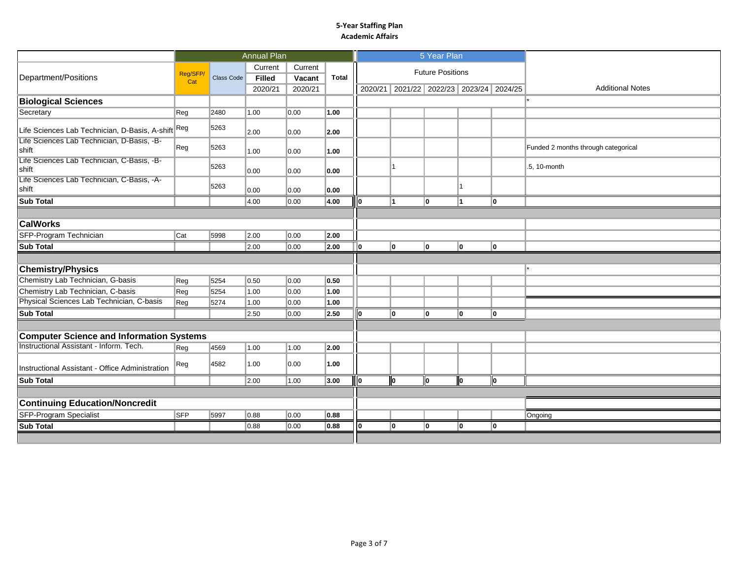**5-Year Staffing Plan**
**Academic Affairs**

| Department/Positions | Annual Plan | | | | | 5 Year Plan | | | | | Additional Notes |
|---|---|---|---|---|---|---|---|---|---|---|---|
| | Reg/SFP/ Cat | Class Code | Current **Filled** 2020/21 | Current **Vacant** 2020/21 | **Total** | Future Positions 2020/21 | 2021/22 | 2022/23 | 2023/24 | 2024/25 | |
| **Biological Sciences** | | | | | | | | | | | * |
| Secretary | Reg | 2480 | 1.00 | 0.00 | **1.00** | | | | | | |
| Life Sciences Lab Technician, D-Basis, A-shift | Reg | 5263 | 2.00 | 0.00 | **2.00** | | | | | | |
| Life Sciences Lab Technician, D-Basis, -B-shift | Reg | 5263 | 1.00 | 0.00 | **1.00** | | | | | | Funded 2 months through categorical |
| Life Sciences Lab Technician, C-Basis, -B-shift | | 5263 | 0.00 | 0.00 | **0.00** | | 1 | | | | .5, 10-month |
| Life Sciences Lab Technician, C-Basis, -A-shift | | 5263 | 0.00 | 0.00 | **0.00** | | | | 1 | | |
| **Sub Total** | | | 4.00 | 0.00 | **4.00** | **0** | **1** | **0** | **1** | **0** | |
| **CalWorks** | | | | | | | | | | | |
| SFP-Program Technician | Cat | 5998 | 2.00 | 0.00 | **2.00** | | | | | | |
| **Sub Total** | | | 2.00 | 0.00 | **2.00** | **0** | **0** | **0** | **0** | **0** | |
| **Chemistry/Physics** | | | | | | | | | | | * |
| Chemistry Lab Technician, G-basis | Reg | 5254 | 0.50 | 0.00 | **0.50** | | | | | | |
| Chemistry Lab Technician, C-basis | Reg | 5254 | 1.00 | 0.00 | **1.00** | | | | | | |
| Physical Sciences Lab Technician, C-basis | Reg | 5274 | 1.00 | 0.00 | **1.00** | | | | | | |
| **Sub Total** | | | 2.50 | 0.00 | **2.50** | **0** | **0** | **0** | **0** | **0** | |
| **Computer Science and Information Systems** | | | | | | | | | | | |
| Instructional Assistant - Inform. Tech. | Reg | 4569 | 1.00 | 1.00 | **2.00** | | | | | | |
| Instructional Assistant - Office Administration | Reg | 4582 | 1.00 | 0.00 | **1.00** | | | | | | |
| **Sub Total** | | | 2.00 | 1.00 | **3.00** | **0** | **0** | **0** | **0** | **0** | |
| **Continuing Education/Noncredit** | | | | | | | | | | | |
| SFP-Program Specialist | SFP | 5997 | 0.88 | 0.00 | **0.88** | | | | | | Ongoing |
| **Sub Total** | | | 0.88 | 0.00 | **0.88** | **0** | **0** | **0** | **0** | **0** | |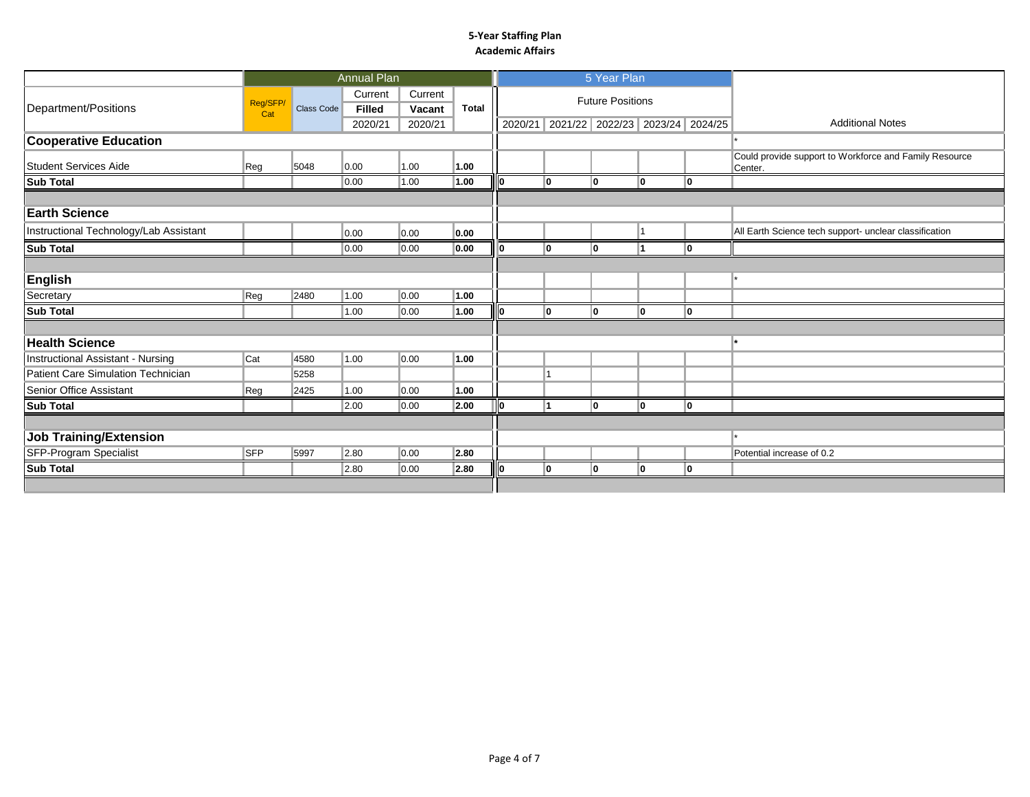**5-Year Staffing Plan**
**Academic Affairs**

| Department/Positions | Annual Plan | | | | | 5 Year Plan | | | | | Additional Notes |
|---|---|---|---|---|---|---|---|---|---|---|---|
| | Reg/SFP/ Cat | Class Code | Current Filled 2020/21 | Current Vacant 2020/21 | Total | Future Positions 2020/21 | 2021/22 | 2022/23 | 2023/24 | 2024/25 | |
| **Cooperative Education** | | | | | | | | | | | * |
| Student Services Aide | Reg | 5048 | 0.00 | 1.00 | **1.00** | | | | | | Could provide support to Workforce and Family Resource Center. |
| **Sub Total** | | | 0.00 | 1.00 | **1.00** | **0** | **0** | **0** | **0** | **0** | |
| **Earth Science** | | | | | | | | | | | |
| Instructional Technology/Lab Assistant | | | 0.00 | 0.00 | **0.00** | | | | 1 | | All Earth Science tech support- unclear classification |
| **Sub Total** | | | 0.00 | 0.00 | **0.00** | **0** | **0** | **0** | **1** | **0** | |
| **English** | | | | | | | | | | | * |
| Secretary | Reg | 2480 | 1.00 | 0.00 | **1.00** | | | | | | |
| **Sub Total** | | | 1.00 | 0.00 | **1.00** | **0** | **0** | **0** | **0** | **0** | |
| **Health Science** | | | | | | | | | | | * |
| Instructional Assistant - Nursing | Cat | 4580 | 1.00 | 0.00 | **1.00** | | | | | | |
| Patient Care Simulation Technician | | 5258 | | | | | 1 | | | | |
| Senior Office Assistant | Reg | 2425 | 1.00 | 0.00 | **1.00** | | | | | | |
| **Sub Total** | | | 2.00 | 0.00 | **2.00** | **0** | **1** | **0** | **0** | **0** | |
| **Job Training/Extension** | | | | | | | | | | | * |
| SFP-Program Specialist | SFP | 5997 | 2.80 | 0.00 | **2.80** | | | | | | Potential increase of 0.2 |
| **Sub Total** | | | 2.80 | 0.00 | **2.80** | **0** | **0** | **0** | **0** | **0** | |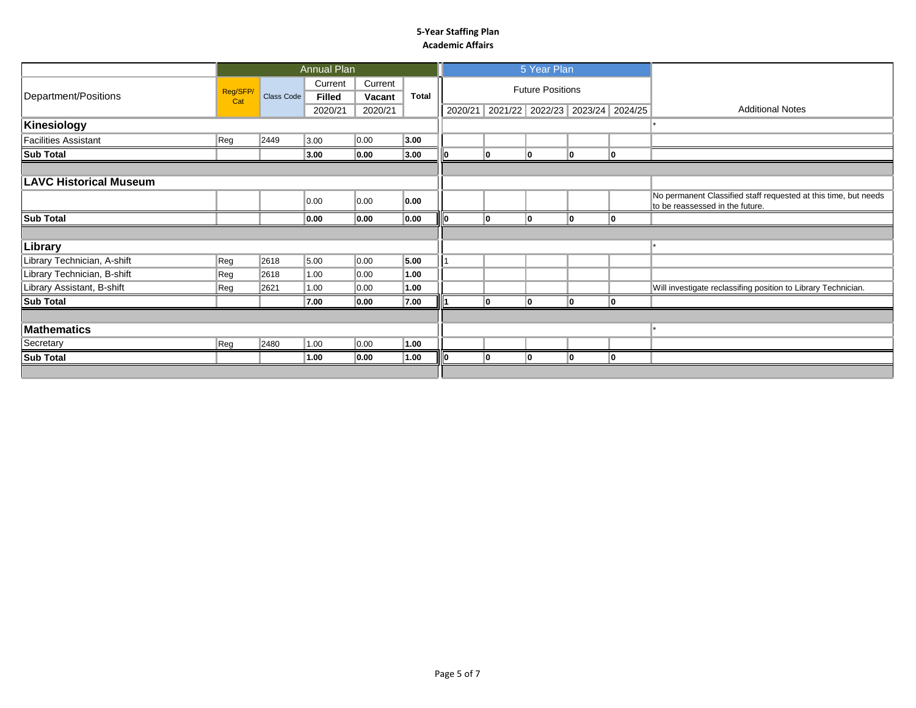**5-Year Staffing Plan**
**Academic Affairs**

| Department/Positions | Annual Plan | | | | | 5 Year Plan | | | | | Additional Notes |
|---|---|---|---|---|---|---|---|---|---|---|---|
| | Reg/SFP/ Cat | Class Code | Current **Filled** 2020/21 | Current **Vacant** 2020/21 | **Total** | Future Positions 2020/21 | 2021/22 | 2022/23 | 2023/24 | 2024/25 | |
| **Kinesiology** | | | | | | | | | | | * |
| Facilities Assistant | Reg | 2449 | 3.00 | 0.00 | **3.00** | | | | | | |
| **Sub Total** | | | **3.00** | **0.00** | **3.00** | **0** | **0** | **0** | **0** | **0** | |
| **LAVC Historical Museum** | | | | | | | | | | | |
| | | | 0.00 | 0.00 | **0.00** | | | | | | No permanent Classified staff requested at this time, but needs to be reassessed in the future. |
| **Sub Total** | | | **0.00** | **0.00** | **0.00** | **0** | **0** | **0** | **0** | **0** | |
| **Library** | | | | | | | | | | | * |
| Library Technician, A-shift | Reg | 2618 | 5.00 | 0.00 | **5.00** | 1 | | | | | |
| Library Technician, B-shift | Reg | 2618 | 1.00 | 0.00 | **1.00** | | | | | | |
| Library Assistant, B-shift | Reg | 2621 | 1.00 | 0.00 | **1.00** | | | | | | Will investigate reclassifing position to Library Technician. |
| **Sub Total** | | | **7.00** | **0.00** | **7.00** | **1** | **0** | **0** | **0** | **0** | |
| **Mathematics** | | | | | | | | | | | * |
| Secretary | Reg | 2480 | 1.00 | 0.00 | **1.00** | | | | | | |
| **Sub Total** | | | **1.00** | **0.00** | **1.00** | **0** | **0** | **0** | **0** | **0** | |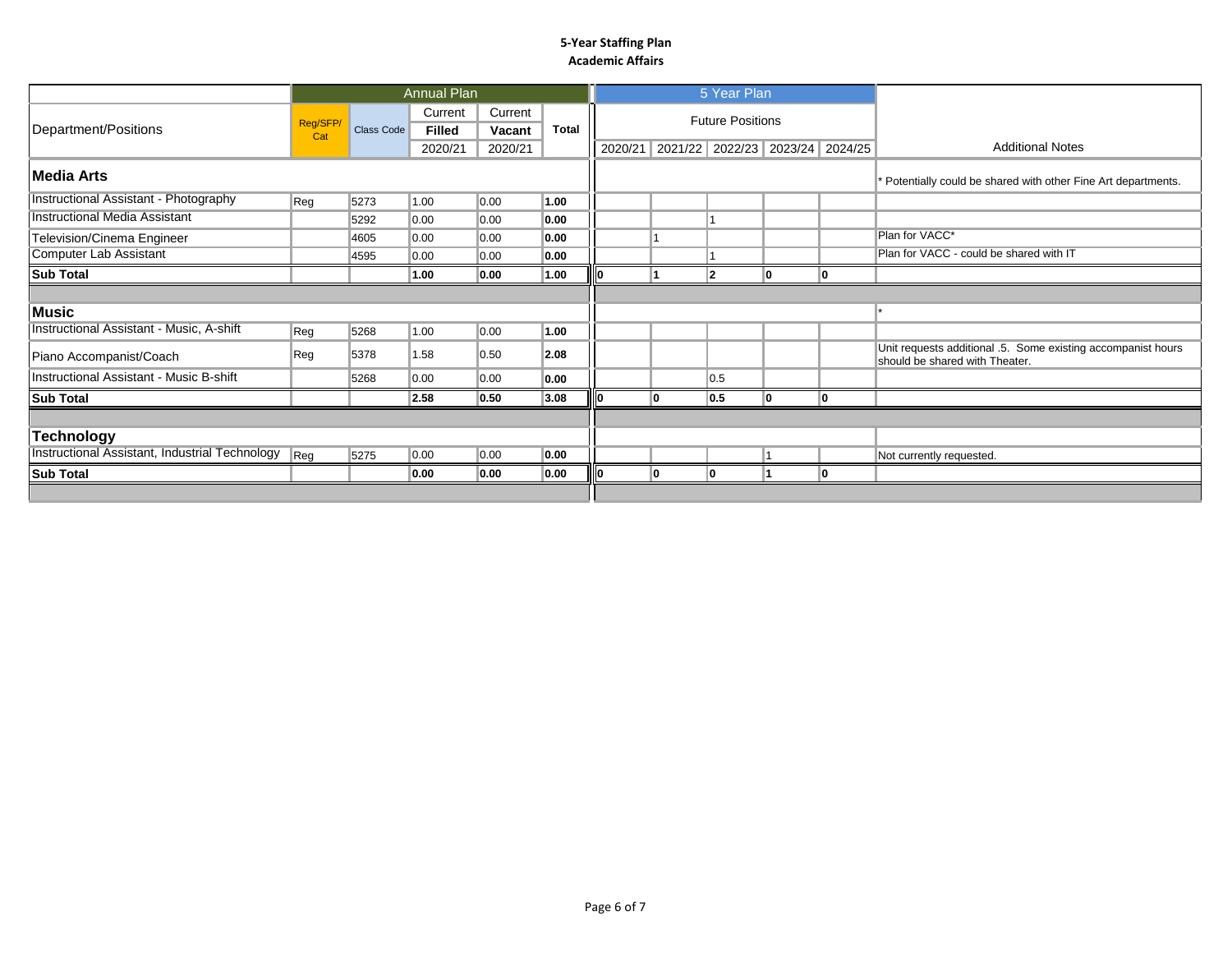**5-Year Staffing Plan**
**Academic Affairs**

| Department/Positions | Annual Plan | | | | | 5 Year Plan | | | | | Additional Notes |
|---|---|---|---|---|---|---|---|---|---|---|---|
| | Reg/SFP/Cat | Class Code | Current Filled 2020/21 | Current Vacant 2020/21 | Total | Future Positions 2020/21 | 2021/22 | 2022/23 | 2023/24 | 2024/25 | |
| **Media Arts** | | | | | | | | | | | * Potentially could be shared with other Fine Art departments. |
| Instructional Assistant - Photography | Reg | 5273 | 1.00 | 0.00 | **1.00** | | | | | | |
| Instructional Media Assistant | | 5292 | 0.00 | 0.00 | **0.00** | | | 1 | | | |
| Television/Cinema Engineer | | 4605 | 0.00 | 0.00 | **0.00** | | 1 | | | | Plan for VACC* |
| Computer Lab Assistant | | 4595 | 0.00 | 0.00 | **0.00** | | | 1 | | | Plan for VACC - could be shared with IT |
| **Sub Total** | | | **1.00** | **0.00** | **1.00** | **0** | **1** | **2** | **0** | **0** | |
| **Music** | | | | | | | | | | | * |
| Instructional Assistant - Music, A-shift | Reg | 5268 | 1.00 | 0.00 | **1.00** | | | | | | |
| Piano Accompanist/Coach | Reg | 5378 | 1.58 | 0.50 | **2.08** | | | | | | Unit requests additional .5. Some existing accompanist hours should be shared with Theater. |
| Instructional Assistant - Music B-shift | | 5268 | 0.00 | 0.00 | **0.00** | | | 0.5 | | | |
| **Sub Total** | | | **2.58** | **0.50** | **3.08** | **0** | **0** | **0.5** | **0** | **0** | |
| **Technology** | | | | | | | | | | | |
| Instructional Assistant, Industrial Technology | Reg | 5275 | 0.00 | 0.00 | **0.00** | | | | 1 | | Not currently requested. |
| **Sub Total** | | | **0.00** | **0.00** | **0.00** | **0** | **0** | **0** | **1** | **0** | |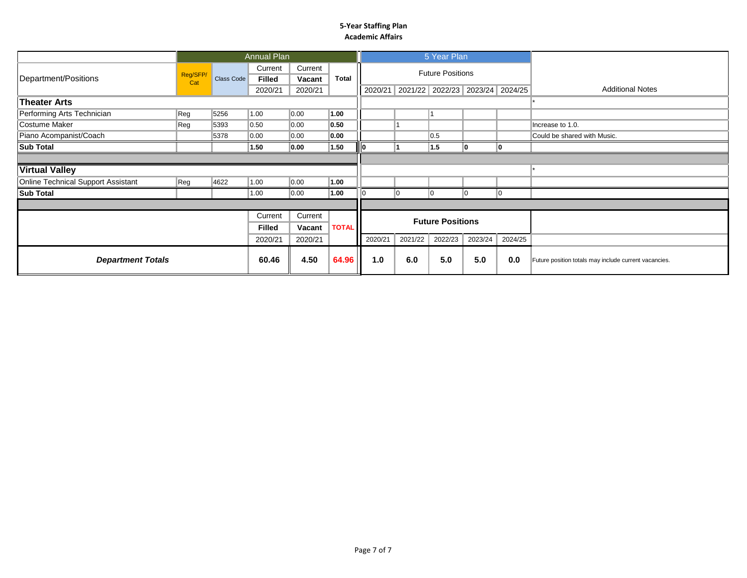**5-Year Staffing Plan**
**Academic Affairs**

| | Annual Plan | | | | | 5 Year Plan | | | | | |
|---|---|---|---|---|---|---|---|---|---|---|---|
| Department/Positions | Reg/SFP/ Cat | Class Code | Current **Filled** 2020/21 | Current **Vacant** 2020/21 | **Total** | Future Positions 2020/21 | 2021/22 | 2022/23 | 2023/24 | 2024/25 | Additional Notes |
| **Theater Arts** | | | | | | | | | | | * |
| Performing Arts Technician | Reg | 5256 | 1.00 | 0.00 | **1.00** | | | 1 | | | |
| Costume Maker | Reg | 5393 | 0.50 | 0.00 | **0.50** | | 1 | | | | Increase to 1.0. |
| Piano Acompanist/Coach | | 5378 | 0.00 | 0.00 | **0.00** | | | 0.5 | | | Could be shared with Music. |
| **Sub Total** | | | **1.50** | **0.00** | **1.50** | **0** | **1** | **1.5** | **0** | **0** | |
| **Virtual Valley** | | | | | | | | | | | * |
| Online Technical Support Assistant | Reg | 4622 | 1.00 | 0.00 | **1.00** | | | | | | |
| **Sub Total** | | | 1.00 | 0.00 | **1.00** | 0 | 0 | 0 | 0 | 0 | |

| | Current **Filled** 2020/21 | Current **Vacant** 2020/21 | **TOTAL** | **Future Positions** 2020/21 | 2021/22 | 2022/23 | 2023/24 | 2024/25 | |
|---|---|---|---|---|---|---|---|---|---|
| ***Department Totals*** | **60.46** | **4.50** | **64.96** | **1.0** | **6.0** | **5.0** | **5.0** | **0.0** | Future position totals may include current vacancies. |